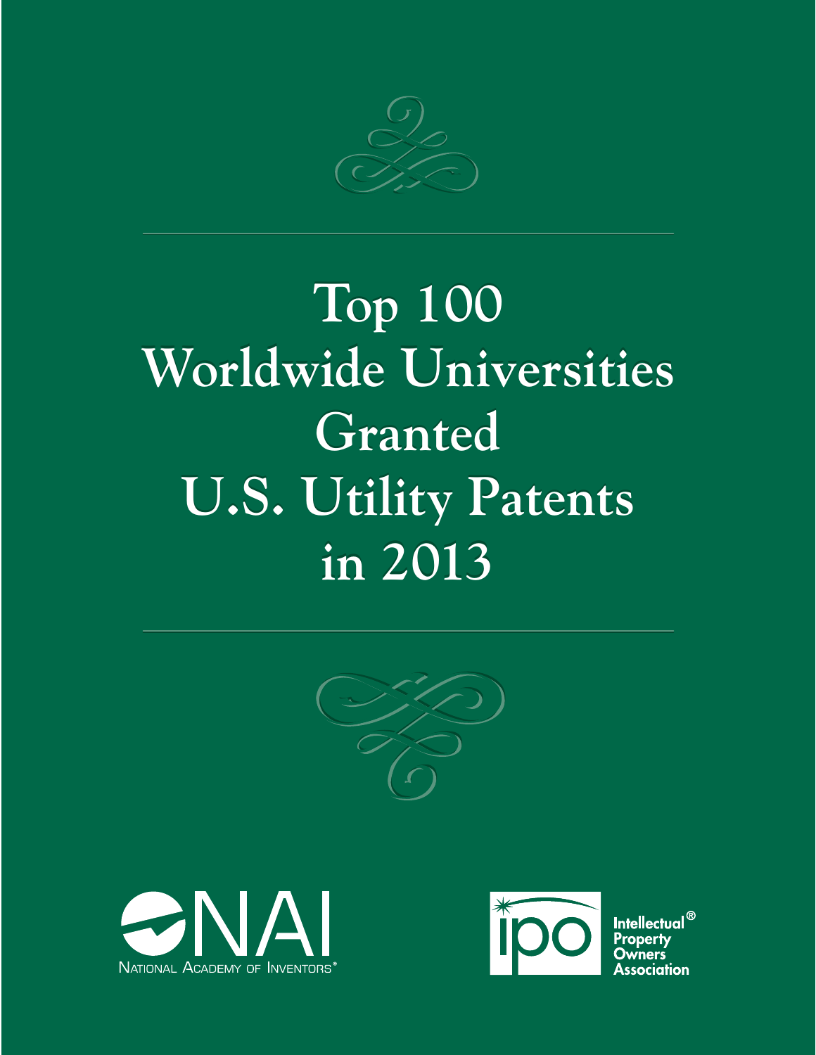# Top 100 Worldwide Universities Granted U.S. Utility Patents in 2013

NATIONAL ACADEMY OF INVENTORS®

Intellectual® Property Owners Association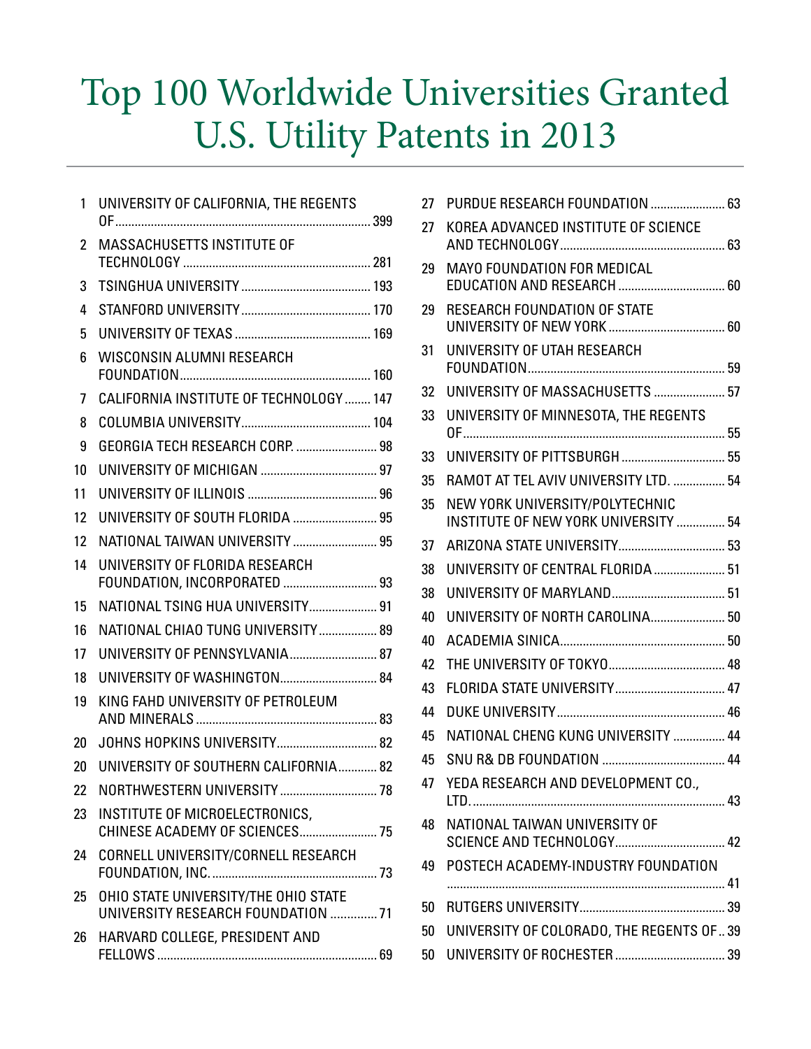# Top 100 Worldwide Universities Granted U.S. Utility Patents in 2013

| Rank | University | Patents |
|---|---|---|
| 1 | UNIVERSITY OF CALIFORNIA, THE REGENTS OF | 399 |
| 2 | MASSACHUSETTS INSTITUTE OF TECHNOLOGY | 281 |
| 3 | TSINGHUA UNIVERSITY | 193 |
| 4 | STANFORD UNIVERSITY | 170 |
| 5 | UNIVERSITY OF TEXAS | 169 |
| 6 | WISCONSIN ALUMNI RESEARCH FOUNDATION | 160 |
| 7 | CALIFORNIA INSTITUTE OF TECHNOLOGY | 147 |
| 8 | COLUMBIA UNIVERSITY | 104 |
| 9 | GEORGIA TECH RESEARCH CORP. | 98 |
| 10 | UNIVERSITY OF MICHIGAN | 97 |
| 11 | UNIVERSITY OF ILLINOIS | 96 |
| 12 | UNIVERSITY OF SOUTH FLORIDA | 95 |
| 12 | NATIONAL TAIWAN UNIVERSITY | 95 |
| 14 | UNIVERSITY OF FLORIDA RESEARCH FOUNDATION, INCORPORATED | 93 |
| 15 | NATIONAL TSING HUA UNIVERSITY | 91 |
| 16 | NATIONAL CHIAO TUNG UNIVERSITY | 89 |
| 17 | UNIVERSITY OF PENNSYLVANIA | 87 |
| 18 | UNIVERSITY OF WASHINGTON | 84 |
| 19 | KING FAHD UNIVERSITY OF PETROLEUM AND MINERALS | 83 |
| 20 | JOHNS HOPKINS UNIVERSITY | 82 |
| 20 | UNIVERSITY OF SOUTHERN CALIFORNIA | 82 |
| 22 | NORTHWESTERN UNIVERSITY | 78 |
| 23 | INSTITUTE OF MICROELECTRONICS, CHINESE ACADEMY OF SCIENCES | 75 |
| 24 | CORNELL UNIVERSITY/CORNELL RESEARCH FOUNDATION, INC. | 73 |
| 25 | OHIO STATE UNIVERSITY/THE OHIO STATE UNIVERSITY RESEARCH FOUNDATION | 71 |
| 26 | HARVARD COLLEGE, PRESIDENT AND FELLOWS | 69 |
| 27 | PURDUE RESEARCH FOUNDATION | 63 |
| 27 | KOREA ADVANCED INSTITUTE OF SCIENCE AND TECHNOLOGY | 63 |
| 29 | MAYO FOUNDATION FOR MEDICAL EDUCATION AND RESEARCH | 60 |
| 29 | RESEARCH FOUNDATION OF STATE UNIVERSITY OF NEW YORK | 60 |
| 31 | UNIVERSITY OF UTAH RESEARCH FOUNDATION | 59 |
| 32 | UNIVERSITY OF MASSACHUSETTS | 57 |
| 33 | UNIVERSITY OF MINNESOTA, THE REGENTS OF | 55 |
| 33 | UNIVERSITY OF PITTSBURGH | 55 |
| 35 | RAMOT AT TEL AVIV UNIVERSITY LTD. | 54 |
| 35 | NEW YORK UNIVERSITY/POLYTECHNIC INSTITUTE OF NEW YORK UNIVERSITY | 54 |
| 37 | ARIZONA STATE UNIVERSITY | 53 |
| 38 | UNIVERSITY OF CENTRAL FLORIDA | 51 |
| 38 | UNIVERSITY OF MARYLAND | 51 |
| 40 | UNIVERSITY OF NORTH CAROLINA | 50 |
| 40 | ACADEMIA SINICA | 50 |
| 42 | THE UNIVERSITY OF TOKYO | 48 |
| 43 | FLORIDA STATE UNIVERSITY | 47 |
| 44 | DUKE UNIVERSITY | 46 |
| 45 | NATIONAL CHENG KUNG UNIVERSITY | 44 |
| 45 | SNU R& DB FOUNDATION | 44 |
| 47 | YEDA RESEARCH AND DEVELOPMENT CO., LTD. | 43 |
| 48 | NATIONAL TAIWAN UNIVERSITY OF SCIENCE AND TECHNOLOGY | 42 |
| 49 | POSTECH ACADEMY-INDUSTRY FOUNDATION | 41 |
| 50 | RUTGERS UNIVERSITY | 39 |
| 50 | UNIVERSITY OF COLORADO, THE REGENTS OF | 39 |
| 50 | UNIVERSITY OF ROCHESTER | 39 |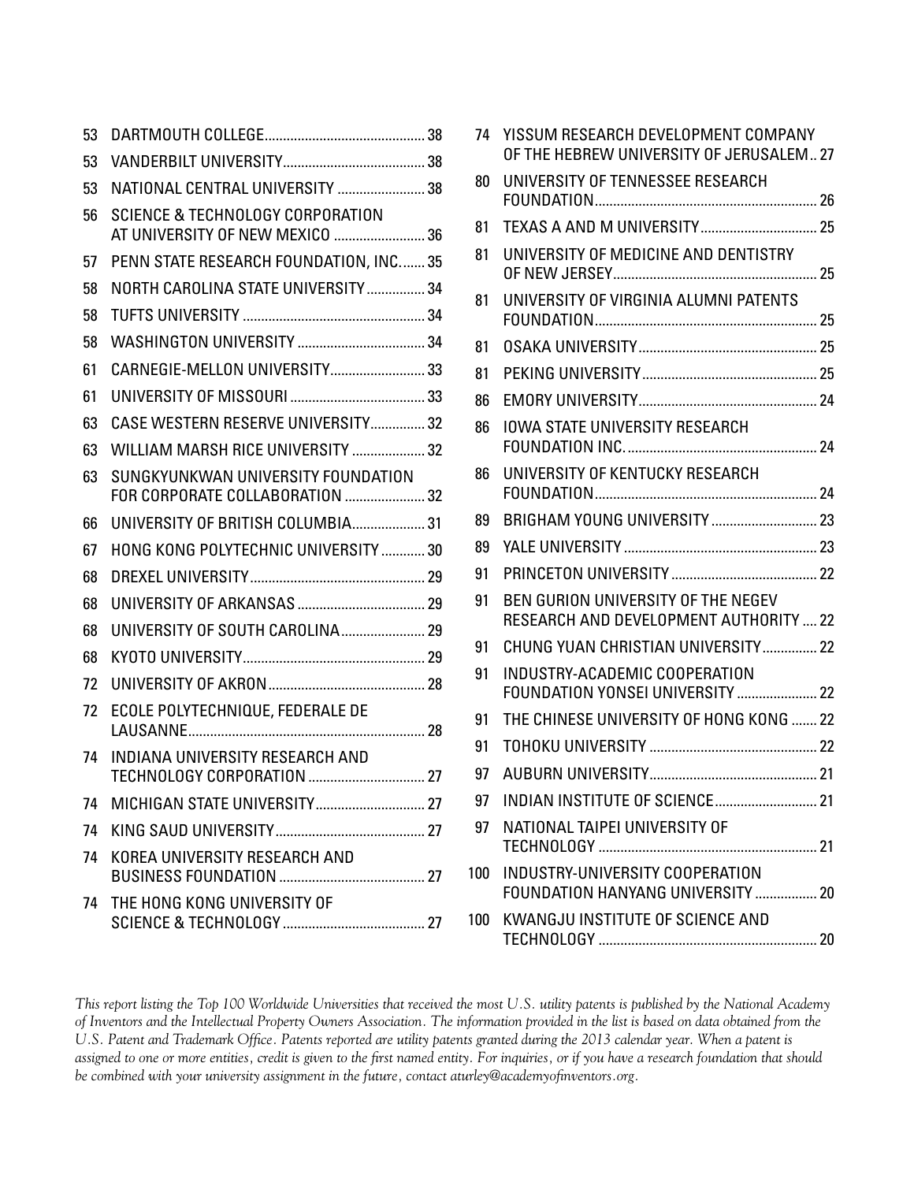| | | |
|---|---|---|
| 53 | DARTMOUTH COLLEGE | 38 |
| 53 | VANDERBILT UNIVERSITY | 38 |
| 53 | NATIONAL CENTRAL UNIVERSITY | 38 |
| 56 | SCIENCE & TECHNOLOGY CORPORATION AT UNIVERSITY OF NEW MEXICO | 36 |
| 57 | PENN STATE RESEARCH FOUNDATION, INC. | 35 |
| 58 | NORTH CAROLINA STATE UNIVERSITY | 34 |
| 58 | TUFTS UNIVERSITY | 34 |
| 58 | WASHINGTON UNIVERSITY | 34 |
| 61 | CARNEGIE-MELLON UNIVERSITY | 33 |
| 61 | UNIVERSITY OF MISSOURI | 33 |
| 63 | CASE WESTERN RESERVE UNIVERSITY | 32 |
| 63 | WILLIAM MARSH RICE UNIVERSITY | 32 |
| 63 | SUNGKYUNKWAN UNIVERSITY FOUNDATION FOR CORPORATE COLLABORATION | 32 |
| 66 | UNIVERSITY OF BRITISH COLUMBIA | 31 |
| 67 | HONG KONG POLYTECHNIC UNIVERSITY | 30 |
| 68 | DREXEL UNIVERSITY | 29 |
| 68 | UNIVERSITY OF ARKANSAS | 29 |
| 68 | UNIVERSITY OF SOUTH CAROLINA | 29 |
| 68 | KYOTO UNIVERSITY | 29 |
| 72 | UNIVERSITY OF AKRON | 28 |
| 72 | ECOLE POLYTECHNIQUE, FEDERALE DE LAUSANNE | 28 |
| 74 | INDIANA UNIVERSITY RESEARCH AND TECHNOLOGY CORPORATION | 27 |
| 74 | MICHIGAN STATE UNIVERSITY | 27 |
| 74 | KING SAUD UNIVERSITY | 27 |
| 74 | KOREA UNIVERSITY RESEARCH AND BUSINESS FOUNDATION | 27 |
| 74 | THE HONG KONG UNIVERSITY OF SCIENCE & TECHNOLOGY | 27 |
| 74 | YISSUM RESEARCH DEVELOPMENT COMPANY OF THE HEBREW UNIVERSITY OF JERUSALEM | 27 |
| 80 | UNIVERSITY OF TENNESSEE RESEARCH FOUNDATION | 26 |
| 81 | TEXAS A AND M UNIVERSITY | 25 |
| 81 | UNIVERSITY OF MEDICINE AND DENTISTRY OF NEW JERSEY | 25 |
| 81 | UNIVERSITY OF VIRGINIA ALUMNI PATENTS FOUNDATION | 25 |
| 81 | OSAKA UNIVERSITY | 25 |
| 81 | PEKING UNIVERSITY | 25 |
| 86 | EMORY UNIVERSITY | 24 |
| 86 | IOWA STATE UNIVERSITY RESEARCH FOUNDATION INC. | 24 |
| 86 | UNIVERSITY OF KENTUCKY RESEARCH FOUNDATION | 24 |
| 89 | BRIGHAM YOUNG UNIVERSITY | 23 |
| 89 | YALE UNIVERSITY | 23 |
| 91 | PRINCETON UNIVERSITY | 22 |
| 91 | BEN GURION UNIVERSITY OF THE NEGEV RESEARCH AND DEVELOPMENT AUTHORITY | 22 |
| 91 | CHUNG YUAN CHRISTIAN UNIVERSITY | 22 |
| 91 | INDUSTRY-ACADEMIC COOPERATION FOUNDATION YONSEI UNIVERSITY | 22 |
| 91 | THE CHINESE UNIVERSITY OF HONG KONG | 22 |
| 91 | TOHOKU UNIVERSITY | 22 |
| 97 | AUBURN UNIVERSITY | 21 |
| 97 | INDIAN INSTITUTE OF SCIENCE | 21 |
| 97 | NATIONAL TAIPEI UNIVERSITY OF TECHNOLOGY | 21 |
| 100 | INDUSTRY-UNIVERSITY COOPERATION FOUNDATION HANYANG UNIVERSITY | 20 |
| 100 | KWANGJU INSTITUTE OF SCIENCE AND TECHNOLOGY | 20 |

*This report listing the Top 100 Worldwide Universities that received the most U.S. utility patents is published by the National Academy of Inventors and the Intellectual Property Owners Association. The information provided in the list is based on data obtained from the U.S. Patent and Trademark Office. Patents reported are utility patents granted during the 2013 calendar year. When a patent is assigned to one or more entities, credit is given to the first named entity. For inquiries, or if you have a research foundation that should be combined with your university assignment in the future, contact aturley@academyofinventors.org.*